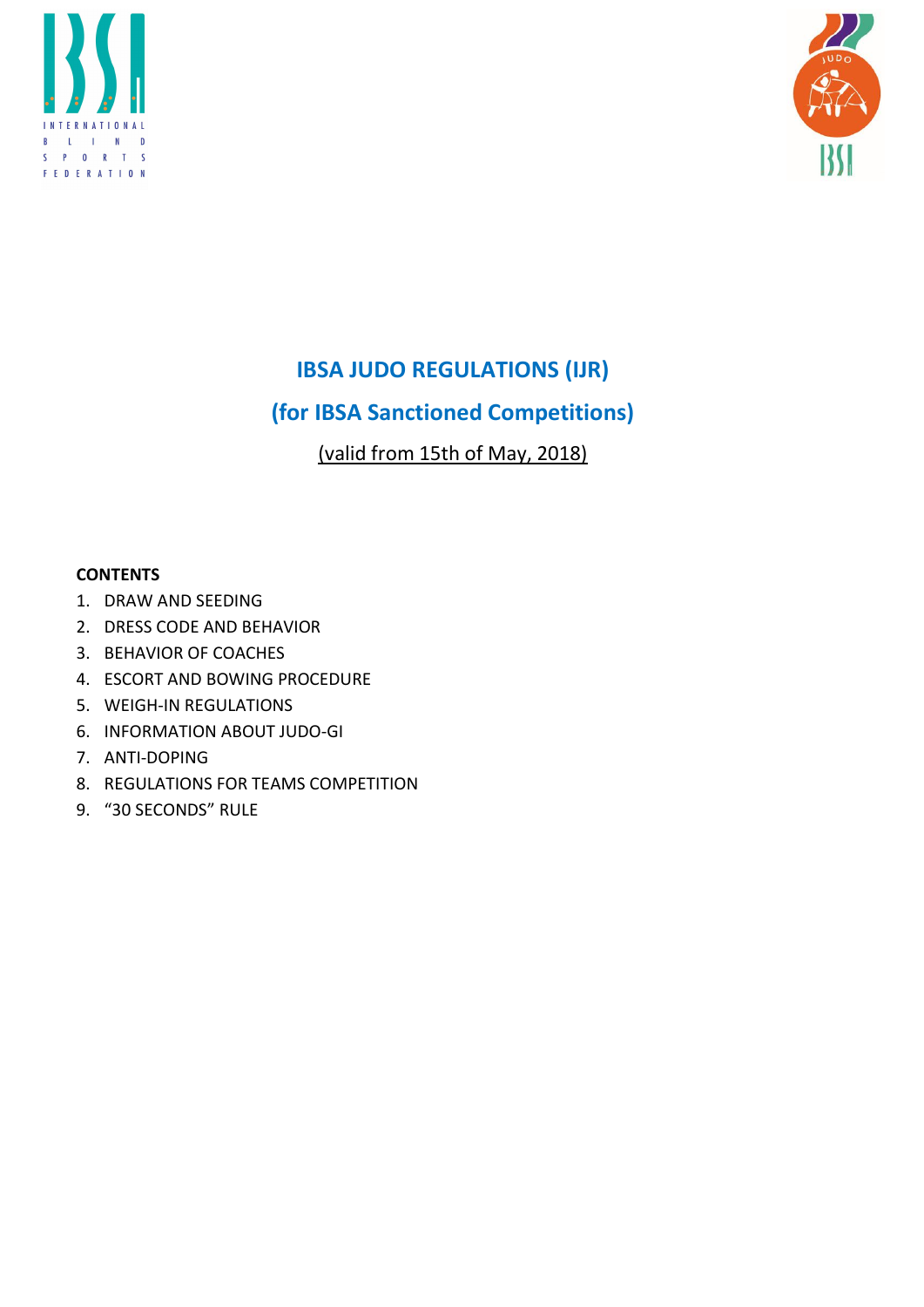# IBSA JUDO REGULATIONS (IJR)

## (for IBSA Sanctioned Competitions)

(valid from 15th of May, 2018)

**CONTENTS**

1. DRAW AND SEEDING
2. DRESS CODE AND BEHAVIOR
3. BEHAVIOR OF COACHES
4. ESCORT AND BOWING PROCEDURE
5. WEIGH-IN REGULATIONS
6. INFORMATION ABOUT JUDO-GI
7. ANTI-DOPING
8. REGULATIONS FOR TEAMS COMPETITION
9. “30 SECONDS” RULE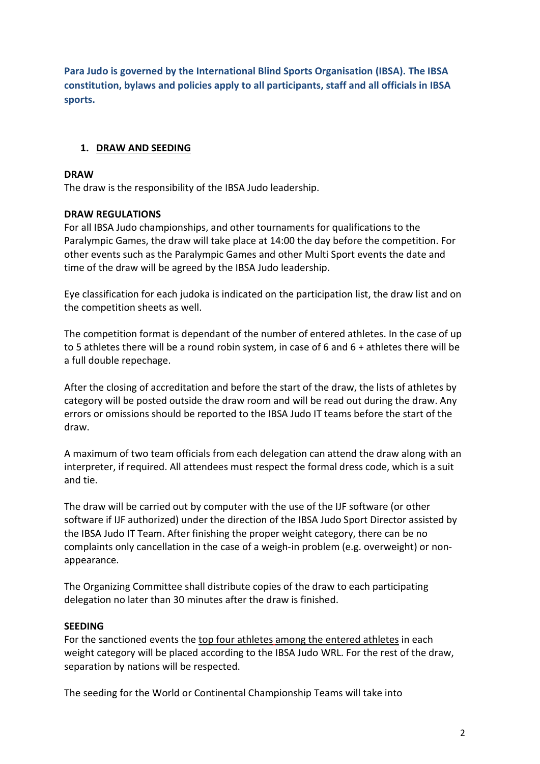**Para Judo is governed by the International Blind Sports Organisation (IBSA). The IBSA constitution, bylaws and policies apply to all participants, staff and all officials in IBSA sports.**

## 1. DRAW AND SEEDING

**DRAW**

The draw is the responsibility of the IBSA Judo leadership.

**DRAW REGULATIONS**

For all IBSA Judo championships, and other tournaments for qualifications to the Paralympic Games, the draw will take place at 14:00 the day before the competition. For other events such as the Paralympic Games and other Multi Sport events the date and time of the draw will be agreed by the IBSA Judo leadership.

Eye classification for each judoka is indicated on the participation list, the draw list and on the competition sheets as well.

The competition format is dependant of the number of entered athletes. In the case of up to 5 athletes there will be a round robin system, in case of 6 and 6 + athletes there will be a full double repechage.

After the closing of accreditation and before the start of the draw, the lists of athletes by category will be posted outside the draw room and will be read out during the draw. Any errors or omissions should be reported to the IBSA Judo IT teams before the start of the draw.

A maximum of two team officials from each delegation can attend the draw along with an interpreter, if required. All attendees must respect the formal dress code, which is a suit and tie.

The draw will be carried out by computer with the use of the IJF software (or other software if IJF authorized) under the direction of the IBSA Judo Sport Director assisted by the IBSA Judo IT Team. After finishing the proper weight category, there can be no complaints only cancellation in the case of a weigh-in problem (e.g. overweight) or non-appearance.

The Organizing Committee shall distribute copies of the draw to each participating delegation no later than 30 minutes after the draw is finished.

**SEEDING**

For the sanctioned events the top four athletes among the entered athletes in each weight category will be placed according to the IBSA Judo WRL. For the rest of the draw, separation by nations will be respected.

The seeding for the World or Continental Championship Teams will take into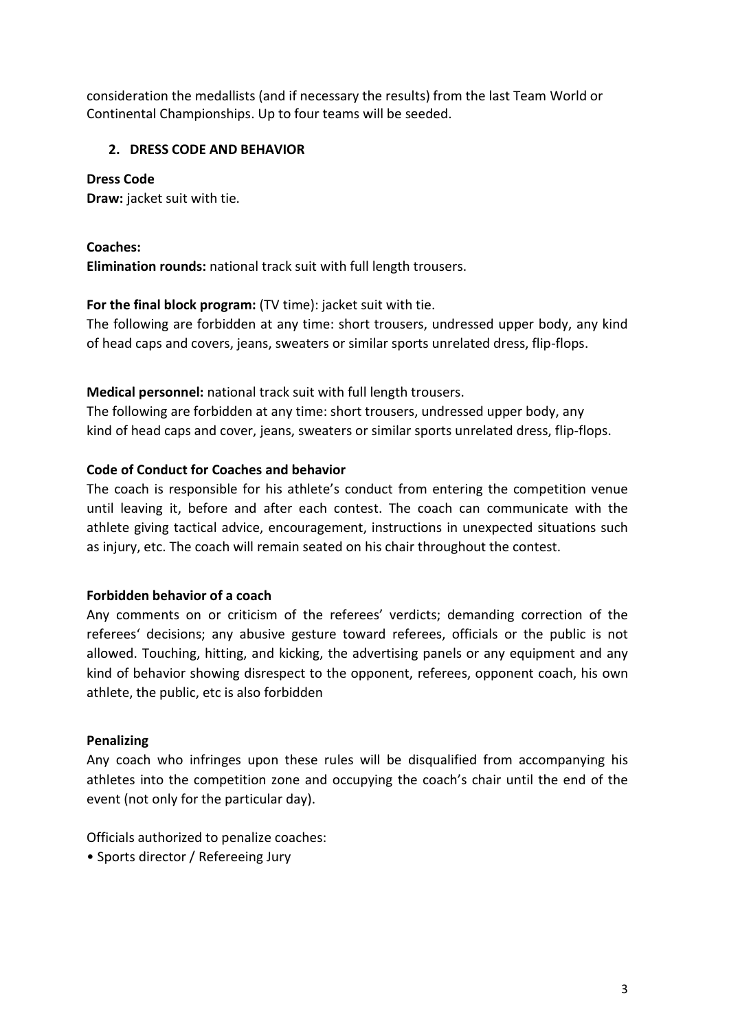consideration the medallists (and if necessary the results) from the last Team World or Continental Championships. Up to four teams will be seeded.

## 2. DRESS CODE AND BEHAVIOR

**Dress Code**

**Draw:** jacket suit with tie.

**Coaches:**

**Elimination rounds:** national track suit with full length trousers.

**For the final block program:** (TV time): jacket suit with tie.

The following are forbidden at any time: short trousers, undressed upper body, any kind of head caps and covers, jeans, sweaters or similar sports unrelated dress, flip-flops.

**Medical personnel:** national track suit with full length trousers.

The following are forbidden at any time: short trousers, undressed upper body, any kind of head caps and cover, jeans, sweaters or similar sports unrelated dress, flip-flops.

**Code of Conduct for Coaches and behavior**

The coach is responsible for his athlete's conduct from entering the competition venue until leaving it, before and after each contest. The coach can communicate with the athlete giving tactical advice, encouragement, instructions in unexpected situations such as injury, etc. The coach will remain seated on his chair throughout the contest.

**Forbidden behavior of a coach**

Any comments on or criticism of the referees' verdicts; demanding correction of the referees' decisions; any abusive gesture toward referees, officials or the public is not allowed. Touching, hitting, and kicking, the advertising panels or any equipment and any kind of behavior showing disrespect to the opponent, referees, opponent coach, his own athlete, the public, etc is also forbidden

**Penalizing**

Any coach who infringes upon these rules will be disqualified from accompanying his athletes into the competition zone and occupying the coach's chair until the end of the event (not only for the particular day).

Officials authorized to penalize coaches:

• Sports director / Refereeing Jury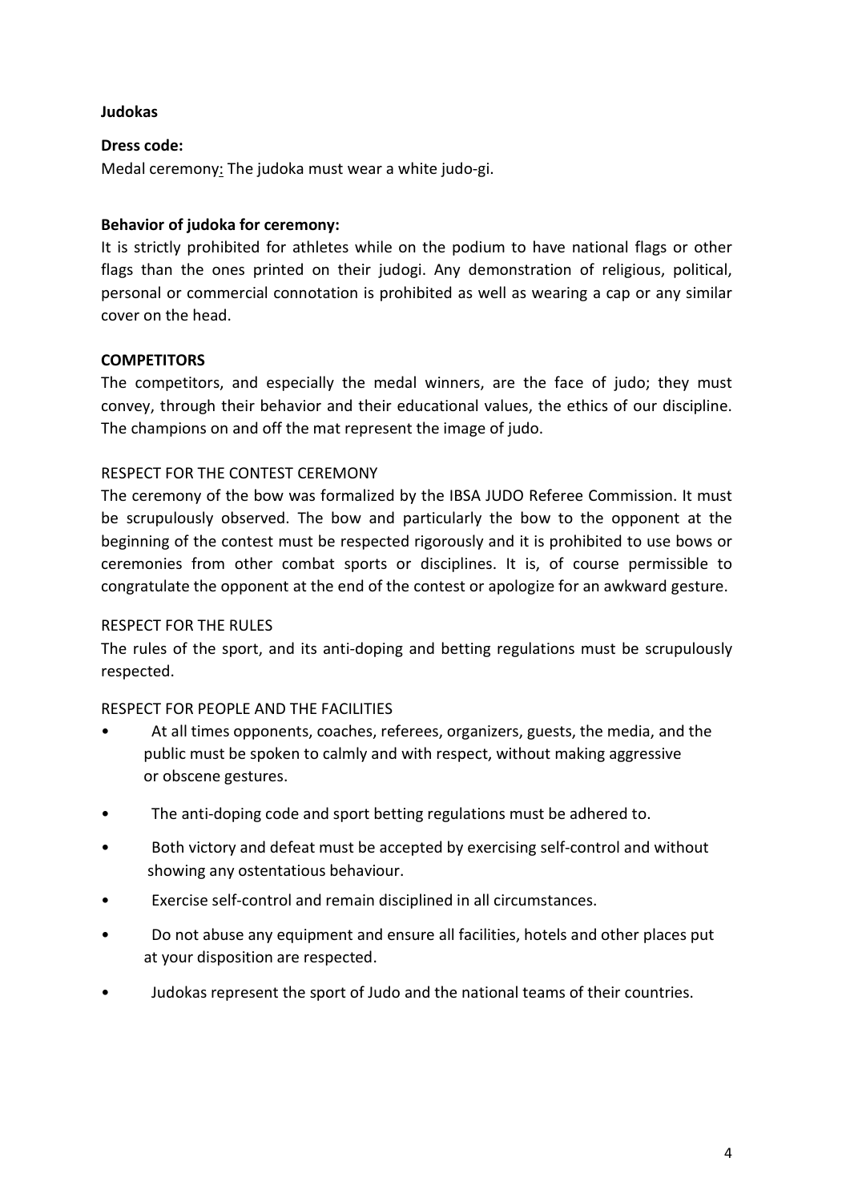**Judokas**

**Dress code:**

Medal ceremony: The judoka must wear a white judo-gi.

**Behavior of judoka for ceremony:**

It is strictly prohibited for athletes while on the podium to have national flags or other flags than the ones printed on their judogi. Any demonstration of religious, political, personal or commercial connotation is prohibited as well as wearing a cap or any similar cover on the head.

**COMPETITORS**

The competitors, and especially the medal winners, are the face of judo; they must convey, through their behavior and their educational values, the ethics of our discipline. The champions on and off the mat represent the image of judo.

RESPECT FOR THE CONTEST CEREMONY

The ceremony of the bow was formalized by the IBSA JUDO Referee Commission. It must be scrupulously observed. The bow and particularly the bow to the opponent at the beginning of the contest must be respected rigorously and it is prohibited to use bows or ceremonies from other combat sports or disciplines. It is, of course permissible to congratulate the opponent at the end of the contest or apologize for an awkward gesture.

RESPECT FOR THE RULES

The rules of the sport, and its anti-doping and betting regulations must be scrupulously respected.

RESPECT FOR PEOPLE AND THE FACILITIES

- At all times opponents, coaches, referees, organizers, guests, the media, and the public must be spoken to calmly and with respect, without making aggressive or obscene gestures.
- The anti-doping code and sport betting regulations must be adhered to.
- Both victory and defeat must be accepted by exercising self-control and without showing any ostentatious behaviour.
- Exercise self-control and remain disciplined in all circumstances.
- Do not abuse any equipment and ensure all facilities, hotels and other places put at your disposition are respected.
- Judokas represent the sport of Judo and the national teams of their countries.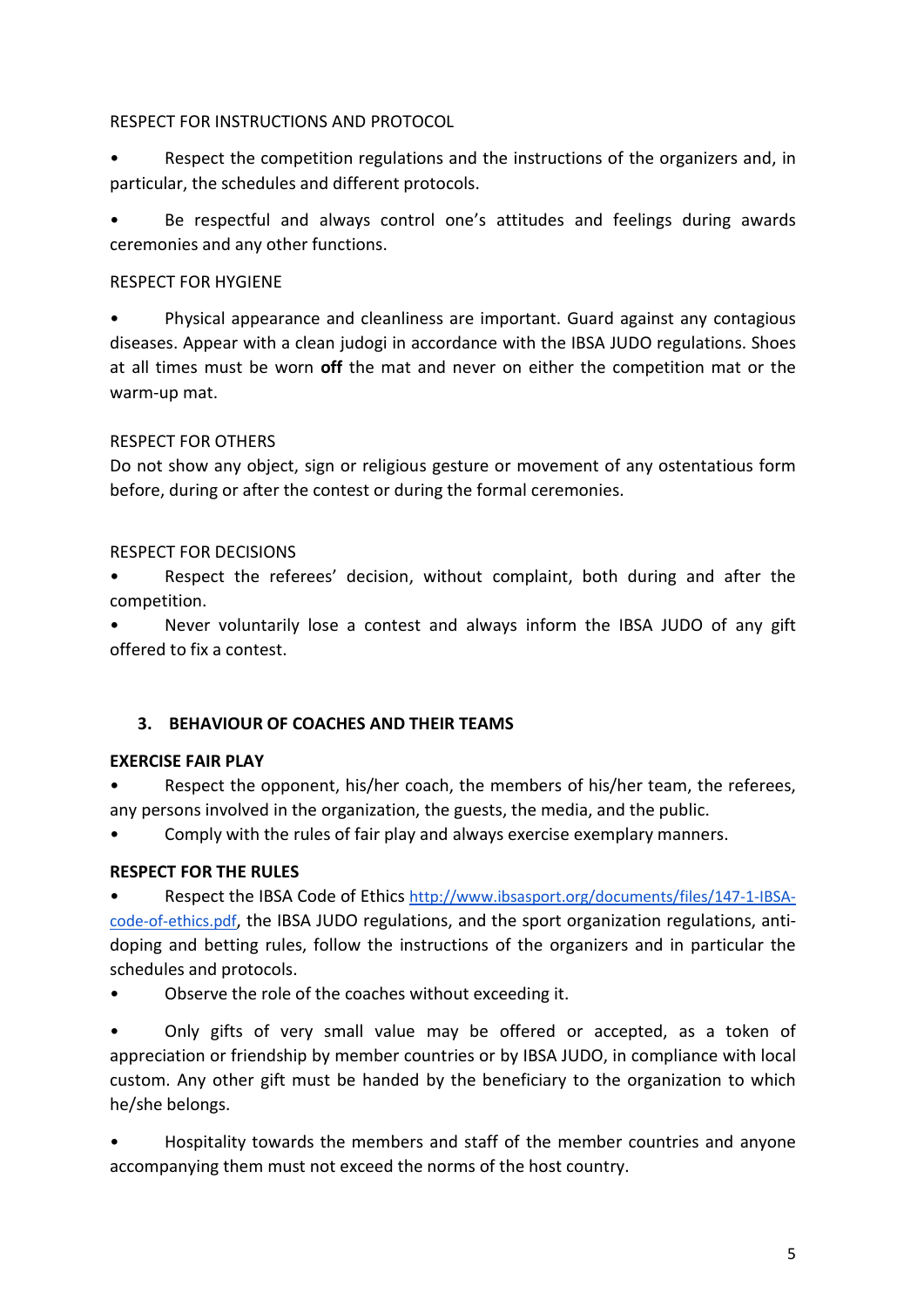RESPECT FOR INSTRUCTIONS AND PROTOCOL

- Respect the competition regulations and the instructions of the organizers and, in particular, the schedules and different protocols.
- Be respectful and always control one's attitudes and feelings during awards ceremonies and any other functions.

RESPECT FOR HYGIENE

- Physical appearance and cleanliness are important. Guard against any contagious diseases. Appear with a clean judogi in accordance with the IBSA JUDO regulations. Shoes at all times must be worn **off** the mat and never on either the competition mat or the warm-up mat.

RESPECT FOR OTHERS

Do not show any object, sign or religious gesture or movement of any ostentatious form before, during or after the contest or during the formal ceremonies.

RESPECT FOR DECISIONS

- Respect the referees' decision, without complaint, both during and after the competition.
- Never voluntarily lose a contest and always inform the IBSA JUDO of any gift offered to fix a contest.

## 3. BEHAVIOUR OF COACHES AND THEIR TEAMS

**EXERCISE FAIR PLAY**

- Respect the opponent, his/her coach, the members of his/her team, the referees, any persons involved in the organization, the guests, the media, and the public.
- Comply with the rules of fair play and always exercise exemplary manners.

**RESPECT FOR THE RULES**

- Respect the IBSA Code of Ethics http://www.ibsasport.org/documents/files/147-1-IBSA-code-of-ethics.pdf, the IBSA JUDO regulations, and the sport organization regulations, anti-doping and betting rules, follow the instructions of the organizers and in particular the schedules and protocols.
- Observe the role of the coaches without exceeding it.
- Only gifts of very small value may be offered or accepted, as a token of appreciation or friendship by member countries or by IBSA JUDO, in compliance with local custom. Any other gift must be handed by the beneficiary to the organization to which he/she belongs.
- Hospitality towards the members and staff of the member countries and anyone accompanying them must not exceed the norms of the host country.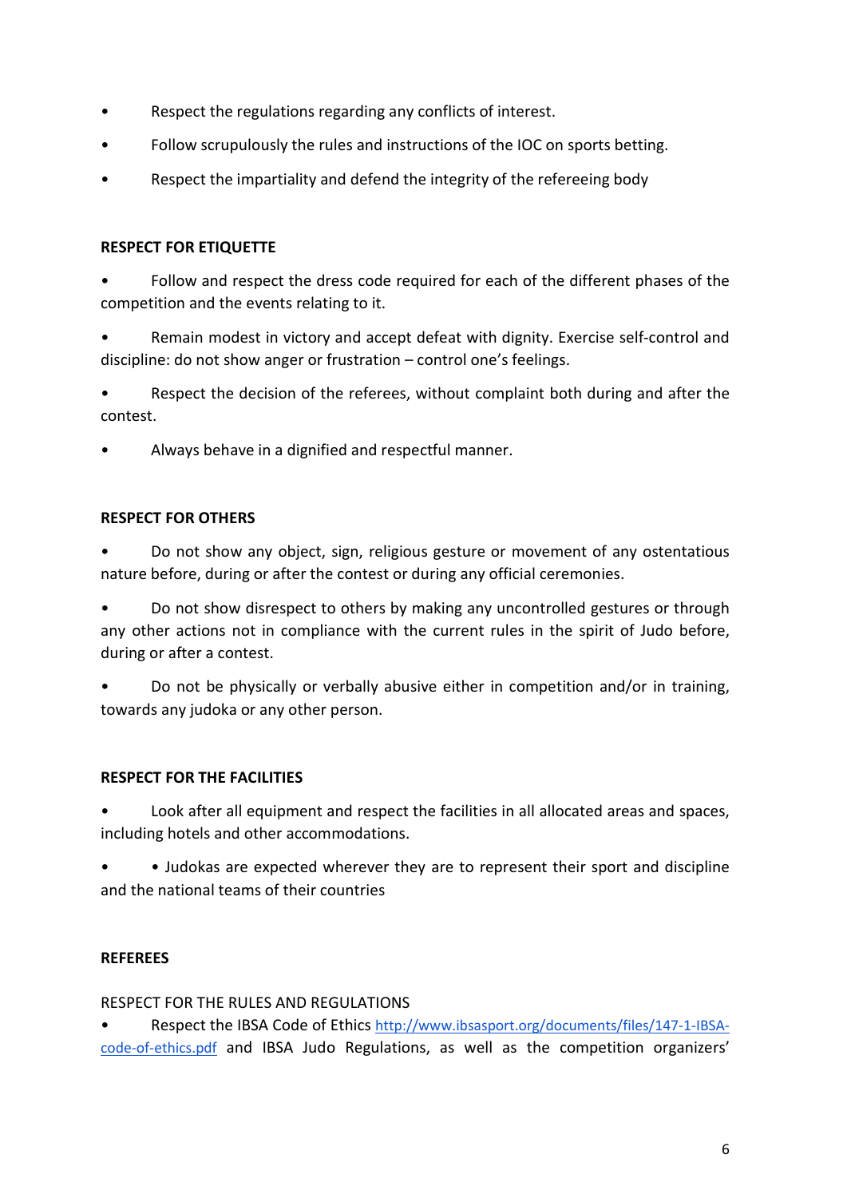- Respect the regulations regarding any conflicts of interest.
- Follow scrupulously the rules and instructions of the IOC on sports betting.
- Respect the impartiality and defend the integrity of the refereeing body

**RESPECT FOR ETIQUETTE**

- Follow and respect the dress code required for each of the different phases of the competition and the events relating to it.
- Remain modest in victory and accept defeat with dignity. Exercise self-control and discipline: do not show anger or frustration – control one's feelings.
- Respect the decision of the referees, without complaint both during and after the contest.
- Always behave in a dignified and respectful manner.

**RESPECT FOR OTHERS**

- Do not show any object, sign, religious gesture or movement of any ostentatious nature before, during or after the contest or during any official ceremonies.
- Do not show disrespect to others by making any uncontrolled gestures or through any other actions not in compliance with the current rules in the spirit of Judo before, during or after a contest.
- Do not be physically or verbally abusive either in competition and/or in training, towards any judoka or any other person.

**RESPECT FOR THE FACILITIES**

- Look after all equipment and respect the facilities in all allocated areas and spaces, including hotels and other accommodations.
- • Judokas are expected wherever they are to represent their sport and discipline and the national teams of their countries

**REFEREES**

RESPECT FOR THE RULES AND REGULATIONS

- Respect the IBSA Code of Ethics [http://www.ibsasport.org/documents/files/147-1-IBSA-code-of-ethics.pdf](http://www.ibsasport.org/documents/files/147-1-IBSA-code-of-ethics.pdf) and IBSA Judo Regulations, as well as the competition organizers'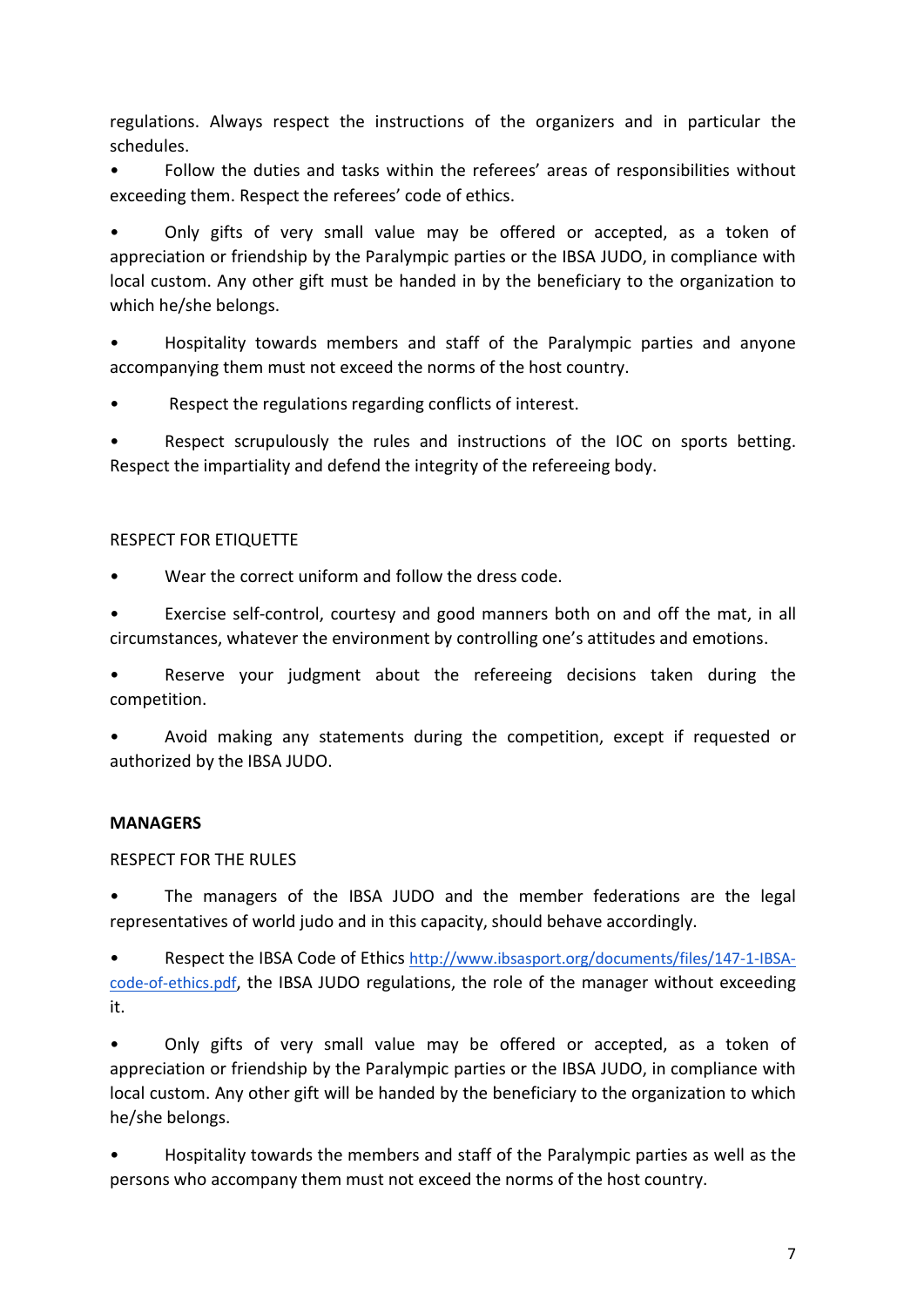regulations. Always respect the instructions of the organizers and in particular the schedules.

- Follow the duties and tasks within the referees' areas of responsibilities without exceeding them. Respect the referees' code of ethics.
- Only gifts of very small value may be offered or accepted, as a token of appreciation or friendship by the Paralympic parties or the IBSA JUDO, in compliance with local custom. Any other gift must be handed in by the beneficiary to the organization to which he/she belongs.
- Hospitality towards members and staff of the Paralympic parties and anyone accompanying them must not exceed the norms of the host country.
- Respect the regulations regarding conflicts of interest.
- Respect scrupulously the rules and instructions of the IOC on sports betting. Respect the impartiality and defend the integrity of the refereeing body.

RESPECT FOR ETIQUETTE

- Wear the correct uniform and follow the dress code.
- Exercise self-control, courtesy and good manners both on and off the mat, in all circumstances, whatever the environment by controlling one's attitudes and emotions.
- Reserve your judgment about the refereeing decisions taken during the competition.
- Avoid making any statements during the competition, except if requested or authorized by the IBSA JUDO.

**MANAGERS**

RESPECT FOR THE RULES

- The managers of the IBSA JUDO and the member federations are the legal representatives of world judo and in this capacity, should behave accordingly.
- Respect the IBSA Code of Ethics http://www.ibsasport.org/documents/files/147-1-IBSA-code-of-ethics.pdf, the IBSA JUDO regulations, the role of the manager without exceeding it.
- Only gifts of very small value may be offered or accepted, as a token of appreciation or friendship by the Paralympic parties or the IBSA JUDO, in compliance with local custom. Any other gift will be handed by the beneficiary to the organization to which he/she belongs.
- Hospitality towards the members and staff of the Paralympic parties as well as the persons who accompany them must not exceed the norms of the host country.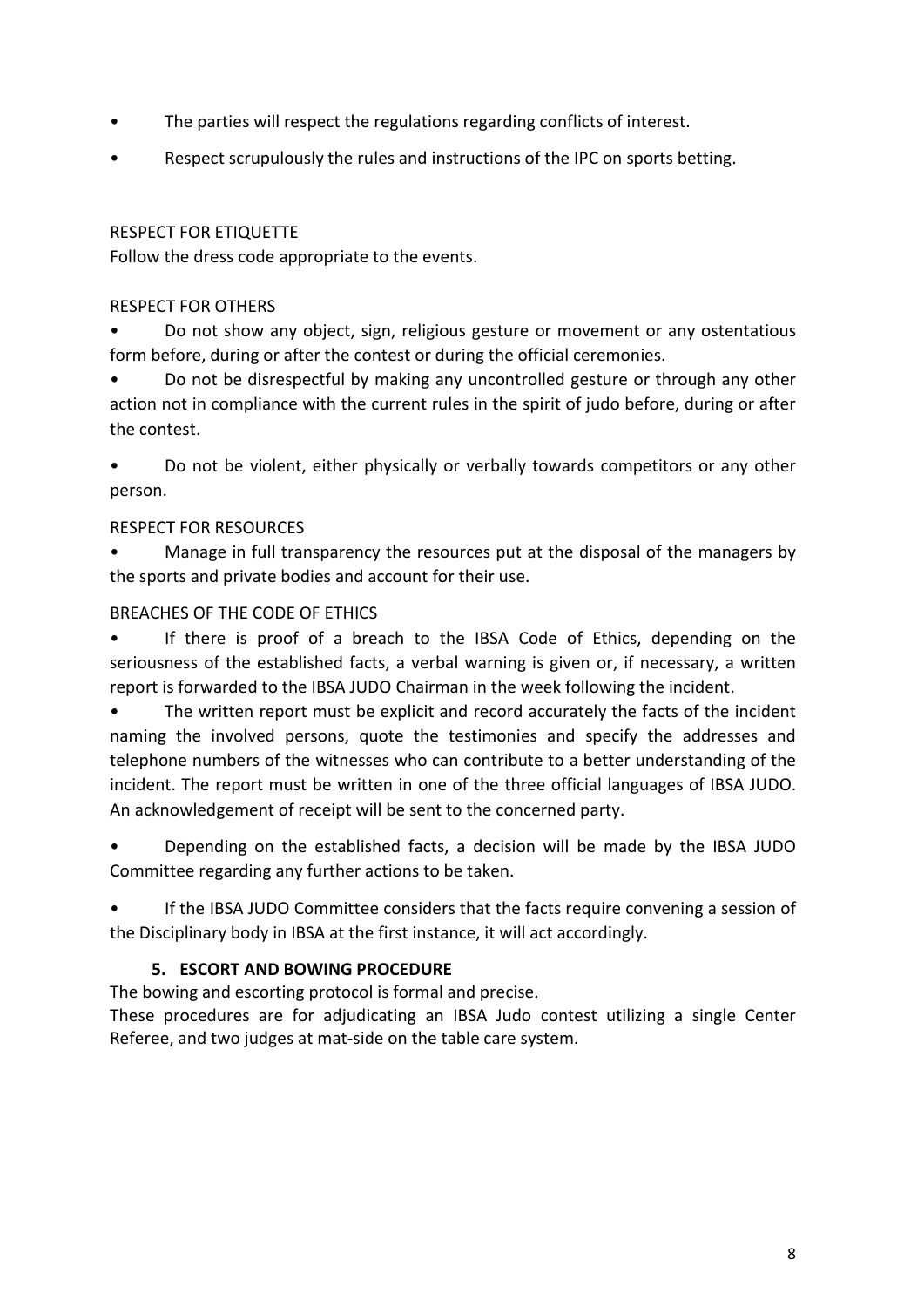- The parties will respect the regulations regarding conflicts of interest.
- Respect scrupulously the rules and instructions of the IPC on sports betting.

RESPECT FOR ETIQUETTE

Follow the dress code appropriate to the events.

RESPECT FOR OTHERS

- Do not show any object, sign, religious gesture or movement or any ostentatious form before, during or after the contest or during the official ceremonies.
- Do not be disrespectful by making any uncontrolled gesture or through any other action not in compliance with the current rules in the spirit of judo before, during or after the contest.
- Do not be violent, either physically or verbally towards competitors or any other person.

RESPECT FOR RESOURCES

- Manage in full transparency the resources put at the disposal of the managers by the sports and private bodies and account for their use.

BREACHES OF THE CODE OF ETHICS

- If there is proof of a breach to the IBSA Code of Ethics, depending on the seriousness of the established facts, a verbal warning is given or, if necessary, a written report is forwarded to the IBSA JUDO Chairman in the week following the incident.
- The written report must be explicit and record accurately the facts of the incident naming the involved persons, quote the testimonies and specify the addresses and telephone numbers of the witnesses who can contribute to a better understanding of the incident. The report must be written in one of the three official languages of IBSA JUDO. An acknowledgement of receipt will be sent to the concerned party.
- Depending on the established facts, a decision will be made by the IBSA JUDO Committee regarding any further actions to be taken.
- If the IBSA JUDO Committee considers that the facts require convening a session of the Disciplinary body in IBSA at the first instance, it will act accordingly.

## 5. ESCORT AND BOWING PROCEDURE

The bowing and escorting protocol is formal and precise.

These procedures are for adjudicating an IBSA Judo contest utilizing a single Center Referee, and two judges at mat-side on the table care system.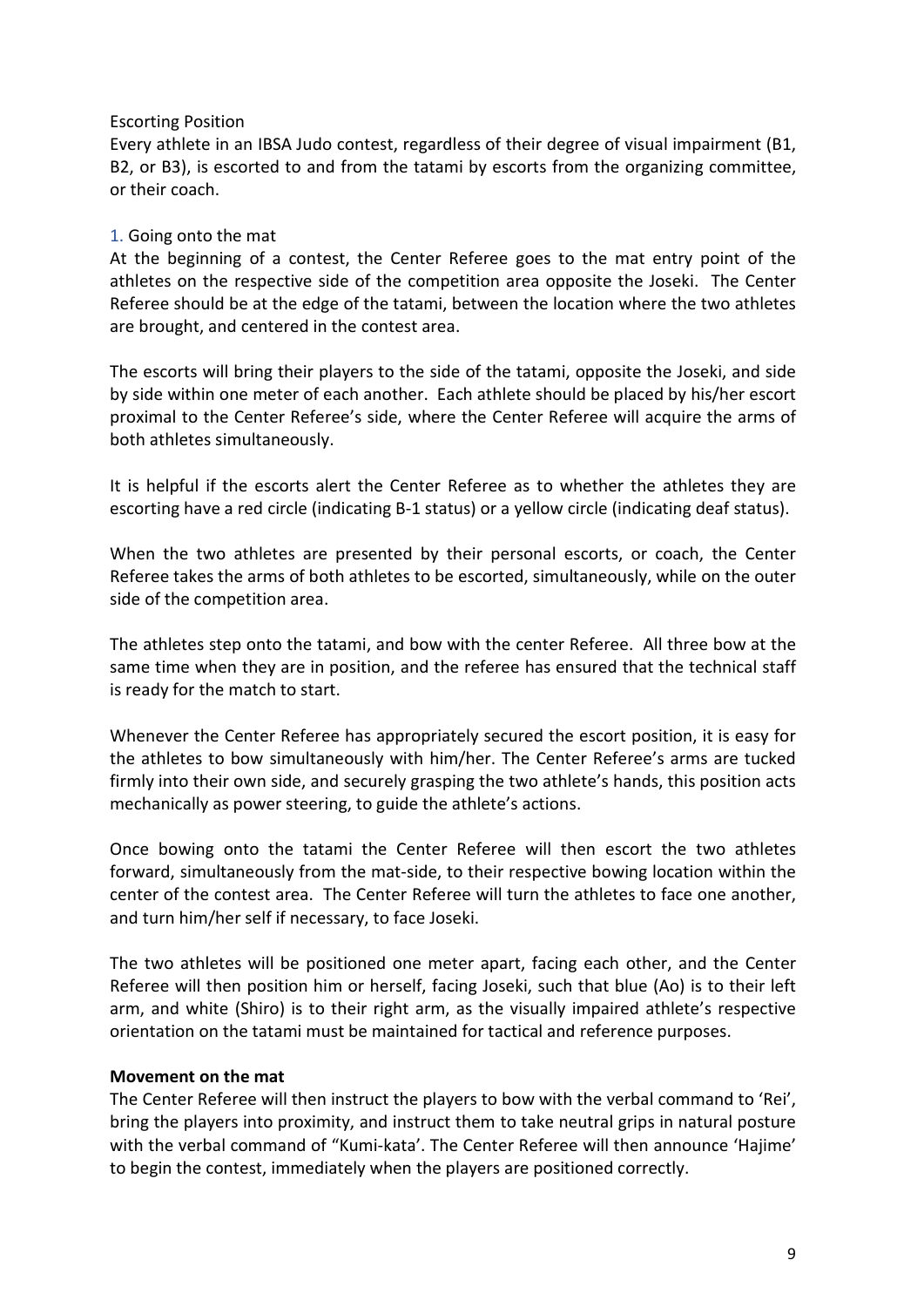Escorting Position

Every athlete in an IBSA Judo contest, regardless of their degree of visual impairment (B1, B2, or B3), is escorted to and from the tatami by escorts from the organizing committee, or their coach.

1. Going onto the mat

At the beginning of a contest, the Center Referee goes to the mat entry point of the athletes on the respective side of the competition area opposite the Joseki. The Center Referee should be at the edge of the tatami, between the location where the two athletes are brought, and centered in the contest area.

The escorts will bring their players to the side of the tatami, opposite the Joseki, and side by side within one meter of each another. Each athlete should be placed by his/her escort proximal to the Center Referee's side, where the Center Referee will acquire the arms of both athletes simultaneously.

It is helpful if the escorts alert the Center Referee as to whether the athletes they are escorting have a red circle (indicating B-1 status) or a yellow circle (indicating deaf status).

When the two athletes are presented by their personal escorts, or coach, the Center Referee takes the arms of both athletes to be escorted, simultaneously, while on the outer side of the competition area.

The athletes step onto the tatami, and bow with the center Referee. All three bow at the same time when they are in position, and the referee has ensured that the technical staff is ready for the match to start.

Whenever the Center Referee has appropriately secured the escort position, it is easy for the athletes to bow simultaneously with him/her. The Center Referee's arms are tucked firmly into their own side, and securely grasping the two athlete's hands, this position acts mechanically as power steering, to guide the athlete's actions.

Once bowing onto the tatami the Center Referee will then escort the two athletes forward, simultaneously from the mat-side, to their respective bowing location within the center of the contest area. The Center Referee will turn the athletes to face one another, and turn him/her self if necessary, to face Joseki.

The two athletes will be positioned one meter apart, facing each other, and the Center Referee will then position him or herself, facing Joseki, such that blue (Ao) is to their left arm, and white (Shiro) is to their right arm, as the visually impaired athlete's respective orientation on the tatami must be maintained for tactical and reference purposes.

**Movement on the mat**

The Center Referee will then instruct the players to bow with the verbal command to 'Rei', bring the players into proximity, and instruct them to take neutral grips in natural posture with the verbal command of "Kumi-kata'. The Center Referee will then announce 'Hajime' to begin the contest, immediately when the players are positioned correctly.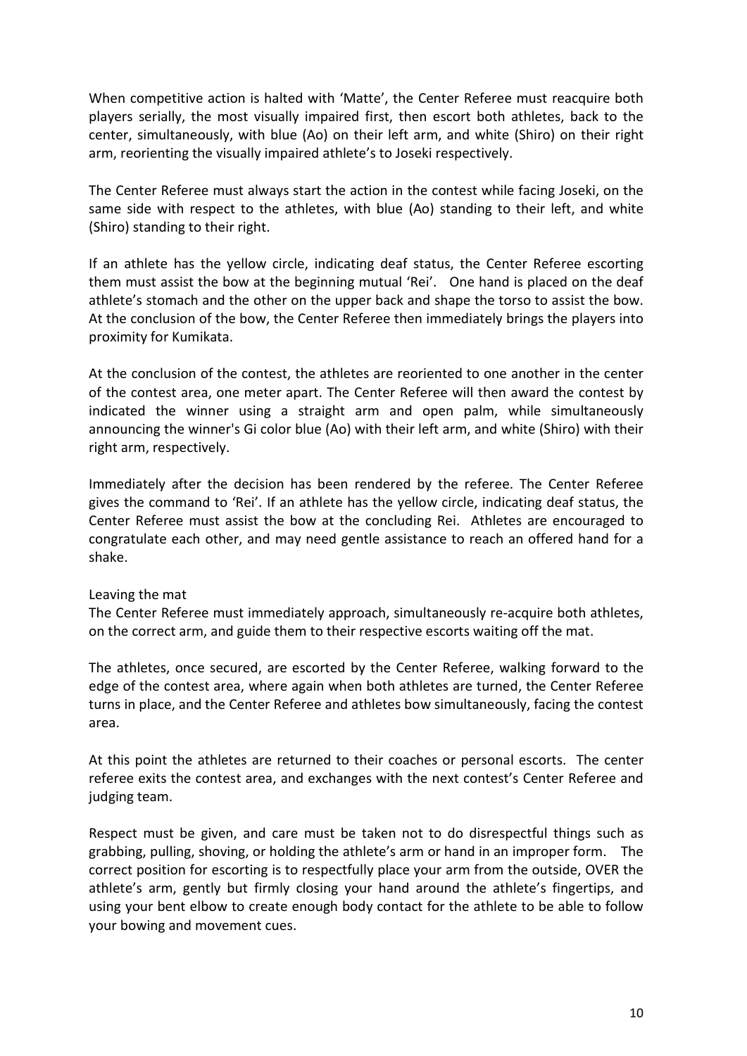When competitive action is halted with 'Matte', the Center Referee must reacquire both players serially, the most visually impaired first, then escort both athletes, back to the center, simultaneously, with blue (Ao) on their left arm, and white (Shiro) on their right arm, reorienting the visually impaired athlete's to Joseki respectively.

The Center Referee must always start the action in the contest while facing Joseki, on the same side with respect to the athletes, with blue (Ao) standing to their left, and white (Shiro) standing to their right.

If an athlete has the yellow circle, indicating deaf status, the Center Referee escorting them must assist the bow at the beginning mutual 'Rei'. One hand is placed on the deaf athlete's stomach and the other on the upper back and shape the torso to assist the bow. At the conclusion of the bow, the Center Referee then immediately brings the players into proximity for Kumikata.

At the conclusion of the contest, the athletes are reoriented to one another in the center of the contest area, one meter apart. The Center Referee will then award the contest by indicated the winner using a straight arm and open palm, while simultaneously announcing the winner's Gi color blue (Ao) with their left arm, and white (Shiro) with their right arm, respectively.

Immediately after the decision has been rendered by the referee. The Center Referee gives the command to 'Rei'. If an athlete has the yellow circle, indicating deaf status, the Center Referee must assist the bow at the concluding Rei. Athletes are encouraged to congratulate each other, and may need gentle assistance to reach an offered hand for a shake.

Leaving the mat

The Center Referee must immediately approach, simultaneously re-acquire both athletes, on the correct arm, and guide them to their respective escorts waiting off the mat.

The athletes, once secured, are escorted by the Center Referee, walking forward to the edge of the contest area, where again when both athletes are turned, the Center Referee turns in place, and the Center Referee and athletes bow simultaneously, facing the contest area.

At this point the athletes are returned to their coaches or personal escorts. The center referee exits the contest area, and exchanges with the next contest's Center Referee and judging team.

Respect must be given, and care must be taken not to do disrespectful things such as grabbing, pulling, shoving, or holding the athlete's arm or hand in an improper form. The correct position for escorting is to respectfully place your arm from the outside, OVER the athlete's arm, gently but firmly closing your hand around the athlete's fingertips, and using your bent elbow to create enough body contact for the athlete to be able to follow your bowing and movement cues.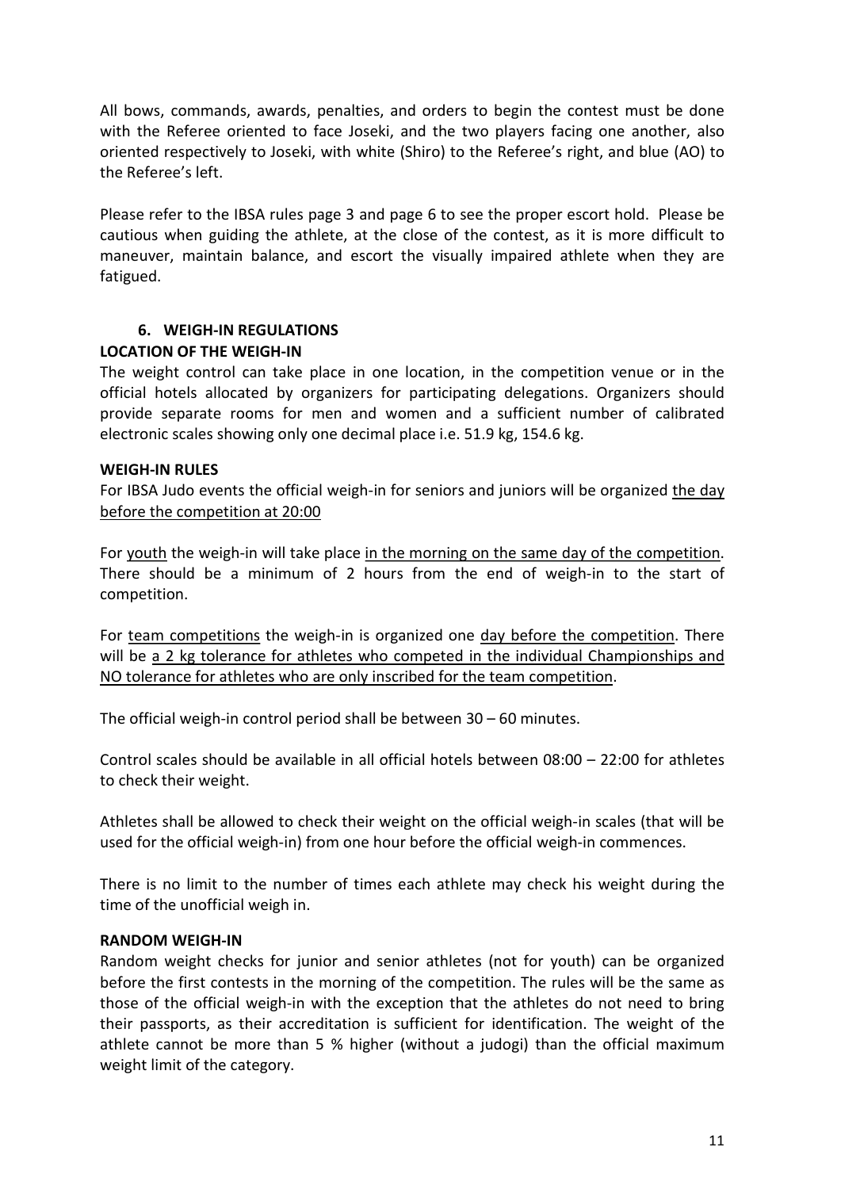All bows, commands, awards, penalties, and orders to begin the contest must be done with the Referee oriented to face Joseki, and the two players facing one another, also oriented respectively to Joseki, with white (Shiro) to the Referee's right, and blue (AO) to the Referee's left.

Please refer to the IBSA rules page 3 and page 6 to see the proper escort hold. Please be cautious when guiding the athlete, at the close of the contest, as it is more difficult to maneuver, maintain balance, and escort the visually impaired athlete when they are fatigued.

## 6. WEIGH-IN REGULATIONS

**LOCATION OF THE WEIGH-IN**

The weight control can take place in one location, in the competition venue or in the official hotels allocated by organizers for participating delegations. Organizers should provide separate rooms for men and women and a sufficient number of calibrated electronic scales showing only one decimal place i.e. 51.9 kg, 154.6 kg.

**WEIGH-IN RULES**

For IBSA Judo events the official weigh-in for seniors and juniors will be organized <u>the day before the competition at 20:00</u>

For <u>youth</u> the weigh-in will take place <u>in the morning on the same day of the competition</u>. There should be a minimum of 2 hours from the end of weigh-in to the start of competition.

For <u>team competitions</u> the weigh-in is organized one <u>day before the competition</u>. There will be <u>a 2 kg tolerance for athletes who competed in the individual Championships and NO tolerance for athletes who are only inscribed for the team competition</u>.

The official weigh-in control period shall be between 30 – 60 minutes.

Control scales should be available in all official hotels between 08:00 – 22:00 for athletes to check their weight.

Athletes shall be allowed to check their weight on the official weigh-in scales (that will be used for the official weigh-in) from one hour before the official weigh-in commences.

There is no limit to the number of times each athlete may check his weight during the time of the unofficial weigh in.

**RANDOM WEIGH-IN**

Random weight checks for junior and senior athletes (not for youth) can be organized before the first contests in the morning of the competition. The rules will be the same as those of the official weigh-in with the exception that the athletes do not need to bring their passports, as their accreditation is sufficient for identification. The weight of the athlete cannot be more than 5 % higher (without a judogi) than the official maximum weight limit of the category.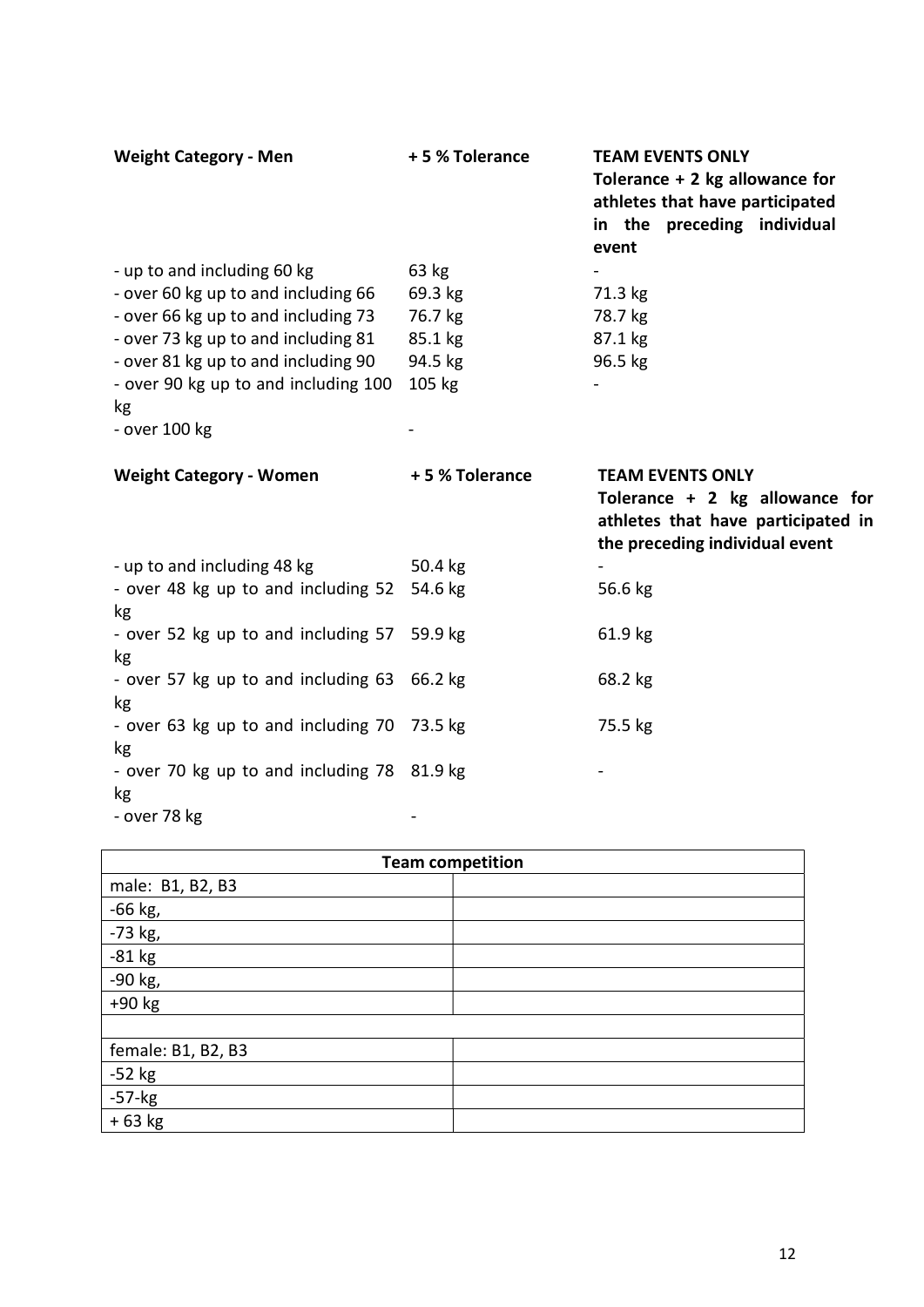| Weight Category - Men | + 5 % Tolerance | TEAM EVENTS ONLY Tolerance + 2 kg allowance for athletes that have participated in the preceding individual event |
|---|---|---|
| - up to and including 60 kg | 63 kg | - |
| - over 60 kg up to and including 66 | 69.3 kg | 71.3 kg |
| - over 66 kg up to and including 73 | 76.7 kg | 78.7 kg |
| - over 73 kg up to and including 81 | 85.1 kg | 87.1 kg |
| - over 81 kg up to and including 90 | 94.5 kg | 96.5 kg |
| - over 90 kg up to and including 100 kg | 105 kg | - |
| - over 100 kg | - | |

| Weight Category - Women | + 5 % Tolerance | TEAM EVENTS ONLY Tolerance + 2 kg allowance for athletes that have participated in the preceding individual event |
|---|---|---|
| - up to and including 48 kg | 50.4 kg | - |
| - over 48 kg up to and including 52 kg | 54.6 kg | 56.6 kg |
| - over 52 kg up to and including 57 kg | 59.9 kg | 61.9 kg |
| - over 57 kg up to and including 63 kg | 66.2 kg | 68.2 kg |
| - over 63 kg up to and including 70 kg | 73.5 kg | 75.5 kg |
| - over 70 kg up to and including 78 kg | 81.9 kg | - |
| - over 78 kg | - | |

| Team competition | |
|---|---|
| male: B1, B2, B3 | |
| -66 kg, | |
| -73 kg, | |
| -81 kg | |
| -90 kg, | |
| +90 kg | |
| | |
| female: B1, B2, B3 | |
| -52 kg | |
| -57-kg | |
| + 63 kg | |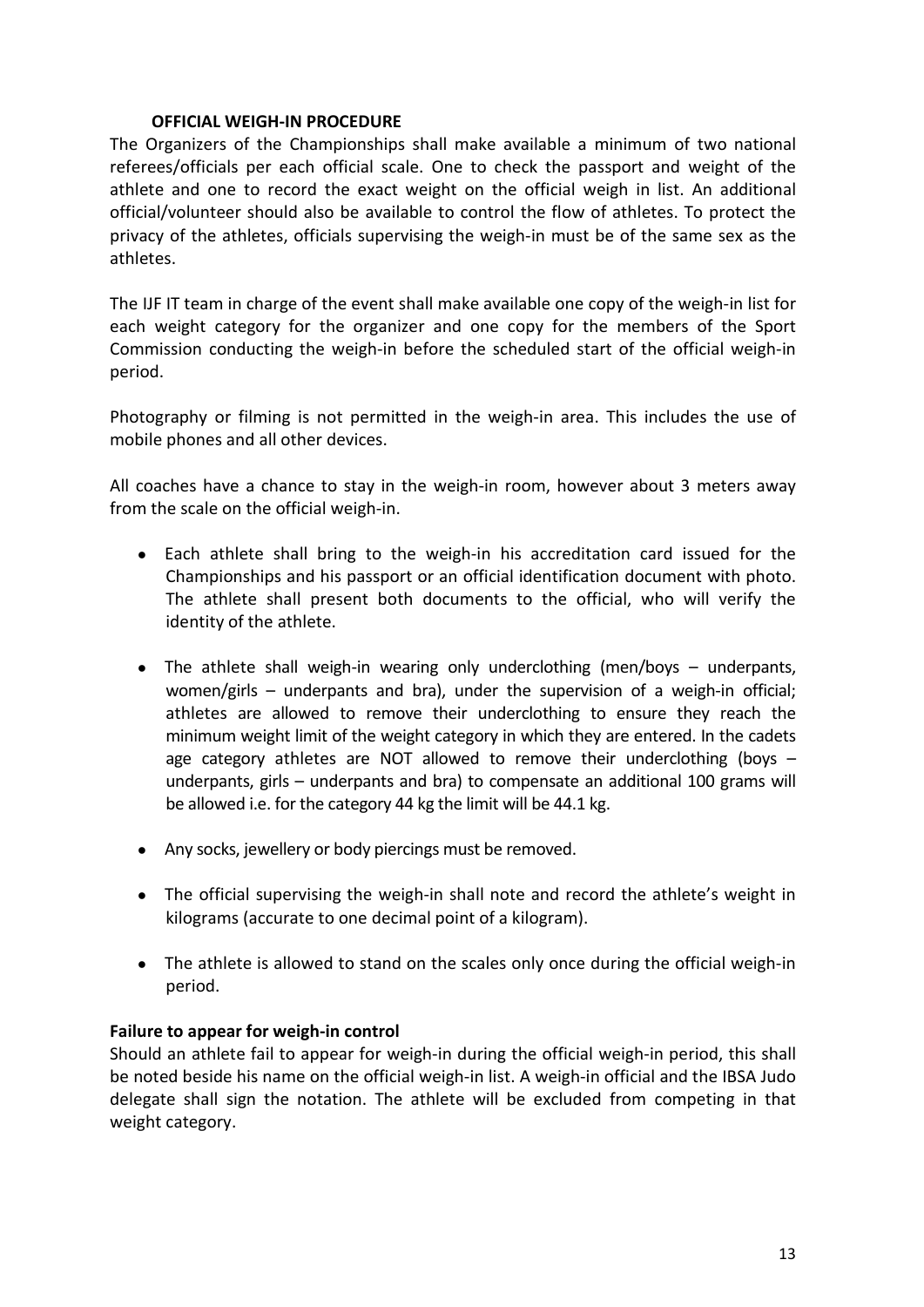### OFFICIAL WEIGH-IN PROCEDURE

The Organizers of the Championships shall make available a minimum of two national referees/officials per each official scale. One to check the passport and weight of the athlete and one to record the exact weight on the official weigh in list. An additional official/volunteer should also be available to control the flow of athletes. To protect the privacy of the athletes, officials supervising the weigh-in must be of the same sex as the athletes.

The IJF IT team in charge of the event shall make available one copy of the weigh-in list for each weight category for the organizer and one copy for the members of the Sport Commission conducting the weigh-in before the scheduled start of the official weigh-in period.

Photography or filming is not permitted in the weigh-in area. This includes the use of mobile phones and all other devices.

All coaches have a chance to stay in the weigh-in room, however about 3 meters away from the scale on the official weigh-in.

- Each athlete shall bring to the weigh-in his accreditation card issued for the Championships and his passport or an official identification document with photo. The athlete shall present both documents to the official, who will verify the identity of the athlete.
- The athlete shall weigh-in wearing only underclothing (men/boys – underpants, women/girls – underpants and bra), under the supervision of a weigh-in official; athletes are allowed to remove their underclothing to ensure they reach the minimum weight limit of the weight category in which they are entered. In the cadets age category athletes are NOT allowed to remove their underclothing (boys – underpants, girls – underpants and bra) to compensate an additional 100 grams will be allowed i.e. for the category 44 kg the limit will be 44.1 kg.
- Any socks, jewellery or body piercings must be removed.
- The official supervising the weigh-in shall note and record the athlete's weight in kilograms (accurate to one decimal point of a kilogram).
- The athlete is allowed to stand on the scales only once during the official weigh-in period.

**Failure to appear for weigh-in control**

Should an athlete fail to appear for weigh-in during the official weigh-in period, this shall be noted beside his name on the official weigh-in list. A weigh-in official and the IBSA Judo delegate shall sign the notation. The athlete will be excluded from competing in that weight category.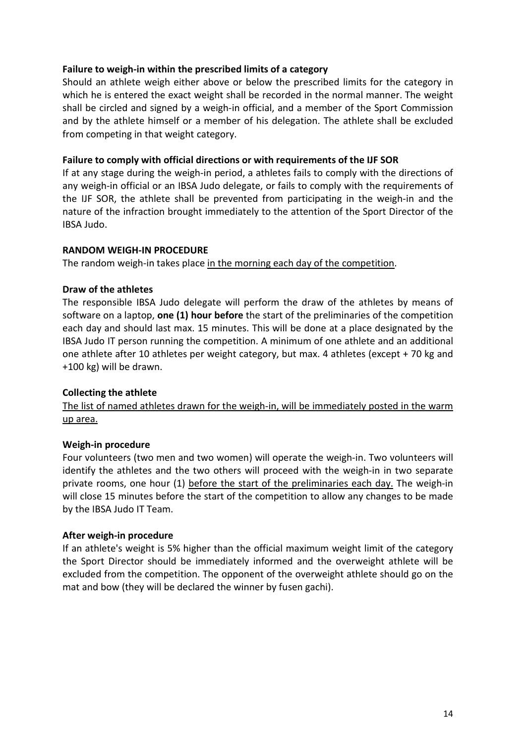**Failure to weigh-in within the prescribed limits of a category**

Should an athlete weigh either above or below the prescribed limits for the category in which he is entered the exact weight shall be recorded in the normal manner. The weight shall be circled and signed by a weigh-in official, and a member of the Sport Commission and by the athlete himself or a member of his delegation. The athlete shall be excluded from competing in that weight category.

**Failure to comply with official directions or with requirements of the IJF SOR**

If at any stage during the weigh-in period, a athletes fails to comply with the directions of any weigh-in official or an IBSA Judo delegate, or fails to comply with the requirements of the IJF SOR, the athlete shall be prevented from participating in the weigh-in and the nature of the infraction brought immediately to the attention of the Sport Director of the IBSA Judo.

**RANDOM WEIGH-IN PROCEDURE**

The random weigh-in takes place in the morning each day of the competition.

**Draw of the athletes**

The responsible IBSA Judo delegate will perform the draw of the athletes by means of software on a laptop, **one (1) hour before** the start of the preliminaries of the competition each day and should last max. 15 minutes. This will be done at a place designated by the IBSA Judo IT person running the competition. A minimum of one athlete and an additional one athlete after 10 athletes per weight category, but max. 4 athletes (except + 70 kg and +100 kg) will be drawn.

**Collecting the athlete**

The list of named athletes drawn for the weigh-in, will be immediately posted in the warm up area.

**Weigh-in procedure**

Four volunteers (two men and two women) will operate the weigh-in. Two volunteers will identify the athletes and the two others will proceed with the weigh-in in two separate private rooms, one hour (1) before the start of the preliminaries each day. The weigh-in will close 15 minutes before the start of the competition to allow any changes to be made by the IBSA Judo IT Team.

**After weigh-in procedure**

If an athlete's weight is 5% higher than the official maximum weight limit of the category the Sport Director should be immediately informed and the overweight athlete will be excluded from the competition. The opponent of the overweight athlete should go on the mat and bow (they will be declared the winner by fusen gachi).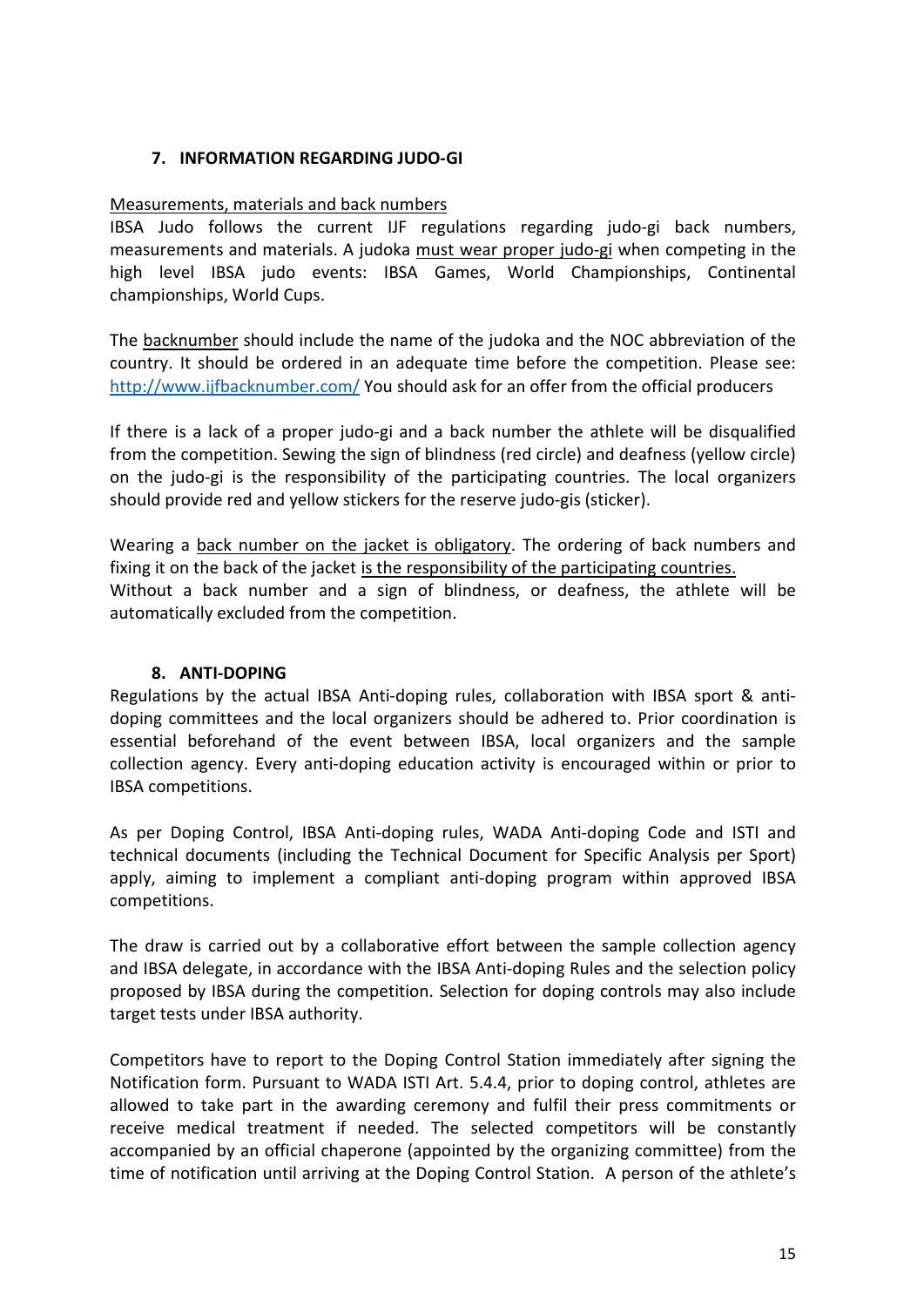## 7. INFORMATION REGARDING JUDO-GI

Measurements, materials and back numbers

IBSA Judo follows the current IJF regulations regarding judo-gi back numbers, measurements and materials. A judoka must wear proper judo-gi when competing in the high level IBSA judo events: IBSA Games, World Championships, Continental championships, World Cups.

The backnumber should include the name of the judoka and the NOC abbreviation of the country. It should be ordered in an adequate time before the competition. Please see: http://www.ijfbacknumber.com/ You should ask for an offer from the official producers

If there is a lack of a proper judo-gi and a back number the athlete will be disqualified from the competition. Sewing the sign of blindness (red circle) and deafness (yellow circle) on the judo-gi is the responsibility of the participating countries. The local organizers should provide red and yellow stickers for the reserve judo-gis (sticker).

Wearing a back number on the jacket is obligatory. The ordering of back numbers and fixing it on the back of the jacket is the responsibility of the participating countries. Without a back number and a sign of blindness, or deafness, the athlete will be automatically excluded from the competition.

## 8. ANTI-DOPING

Regulations by the actual IBSA Anti-doping rules, collaboration with IBSA sport & anti-doping committees and the local organizers should be adhered to. Prior coordination is essential beforehand of the event between IBSA, local organizers and the sample collection agency. Every anti-doping education activity is encouraged within or prior to IBSA competitions.

As per Doping Control, IBSA Anti-doping rules, WADA Anti-doping Code and ISTI and technical documents (including the Technical Document for Specific Analysis per Sport) apply, aiming to implement a compliant anti-doping program within approved IBSA competitions.

The draw is carried out by a collaborative effort between the sample collection agency and IBSA delegate, in accordance with the IBSA Anti-doping Rules and the selection policy proposed by IBSA during the competition. Selection for doping controls may also include target tests under IBSA authority.

Competitors have to report to the Doping Control Station immediately after signing the Notification form. Pursuant to WADA ISTI Art. 5.4.4, prior to doping control, athletes are allowed to take part in the awarding ceremony and fulfil their press commitments or receive medical treatment if needed. The selected competitors will be constantly accompanied by an official chaperone (appointed by the organizing committee) from the time of notification until arriving at the Doping Control Station. A person of the athlete's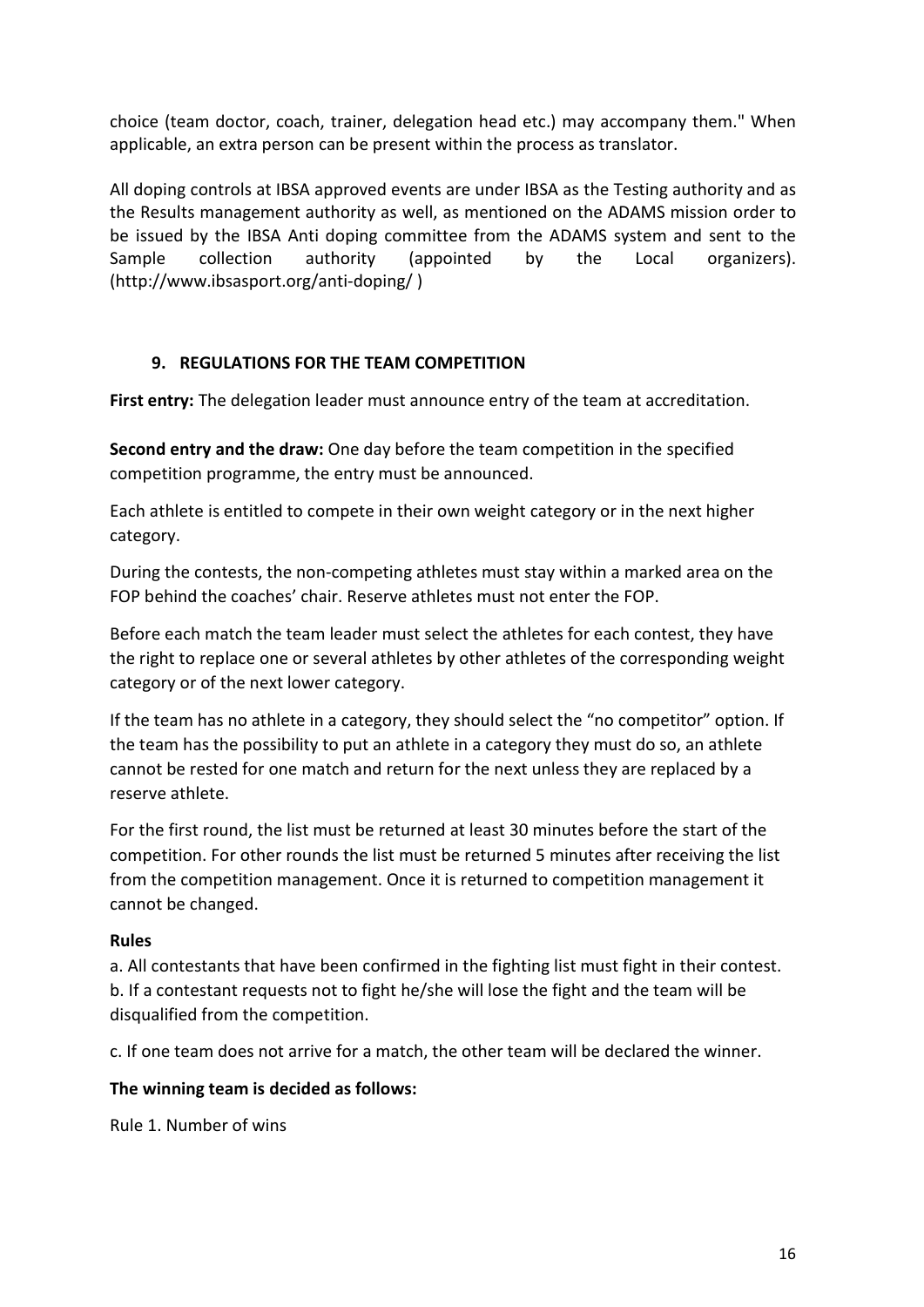choice (team doctor, coach, trainer, delegation head etc.) may accompany them." When applicable, an extra person can be present within the process as translator.

All doping controls at IBSA approved events are under IBSA as the Testing authority and as the Results management authority as well, as mentioned on the ADAMS mission order to be issued by the IBSA Anti doping committee from the ADAMS system and sent to the Sample collection authority (appointed by the Local organizers). (http://www.ibsasport.org/anti-doping/ )

## 9. REGULATIONS FOR THE TEAM COMPETITION

**First entry:** The delegation leader must announce entry of the team at accreditation.

**Second entry and the draw:** One day before the team competition in the specified competition programme, the entry must be announced.

Each athlete is entitled to compete in their own weight category or in the next higher category.

During the contests, the non-competing athletes must stay within a marked area on the FOP behind the coaches' chair. Reserve athletes must not enter the FOP.

Before each match the team leader must select the athletes for each contest, they have the right to replace one or several athletes by other athletes of the corresponding weight category or of the next lower category.

If the team has no athlete in a category, they should select the "no competitor" option. If the team has the possibility to put an athlete in a category they must do so, an athlete cannot be rested for one match and return for the next unless they are replaced by a reserve athlete.

For the first round, the list must be returned at least 30 minutes before the start of the competition. For other rounds the list must be returned 5 minutes after receiving the list from the competition management. Once it is returned to competition management it cannot be changed.

**Rules**

a. All contestants that have been confirmed in the fighting list must fight in their contest.
b. If a contestant requests not to fight he/she will lose the fight and the team will be disqualified from the competition.

c. If one team does not arrive for a match, the other team will be declared the winner.

**The winning team is decided as follows:**

Rule 1. Number of wins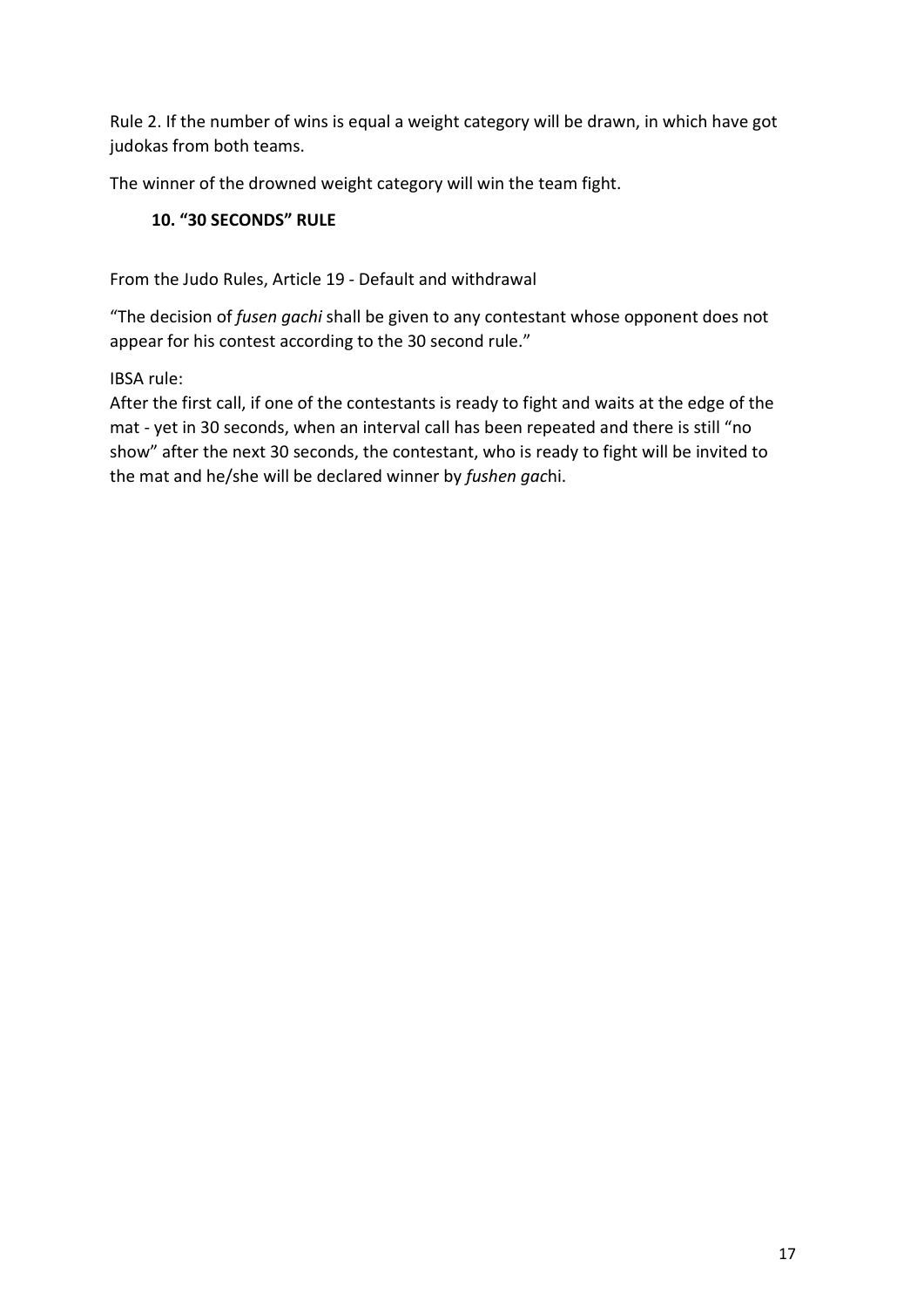Rule 2. If the number of wins is equal a weight category will be drawn, in which have got judokas from both teams.

The winner of the drowned weight category will win the team fight.

### 10. "30 SECONDS" RULE

From the Judo Rules, Article 19 - Default and withdrawal

"The decision of *fusen gachi* shall be given to any contestant whose opponent does not appear for his contest according to the 30 second rule."

IBSA rule:
After the first call, if one of the contestants is ready to fight and waits at the edge of the mat - yet in 30 seconds, when an interval call has been repeated and there is still "no show" after the next 30 seconds, the contestant, who is ready to fight will be invited to the mat and he/she will be declared winner by *fushen gac*hi.